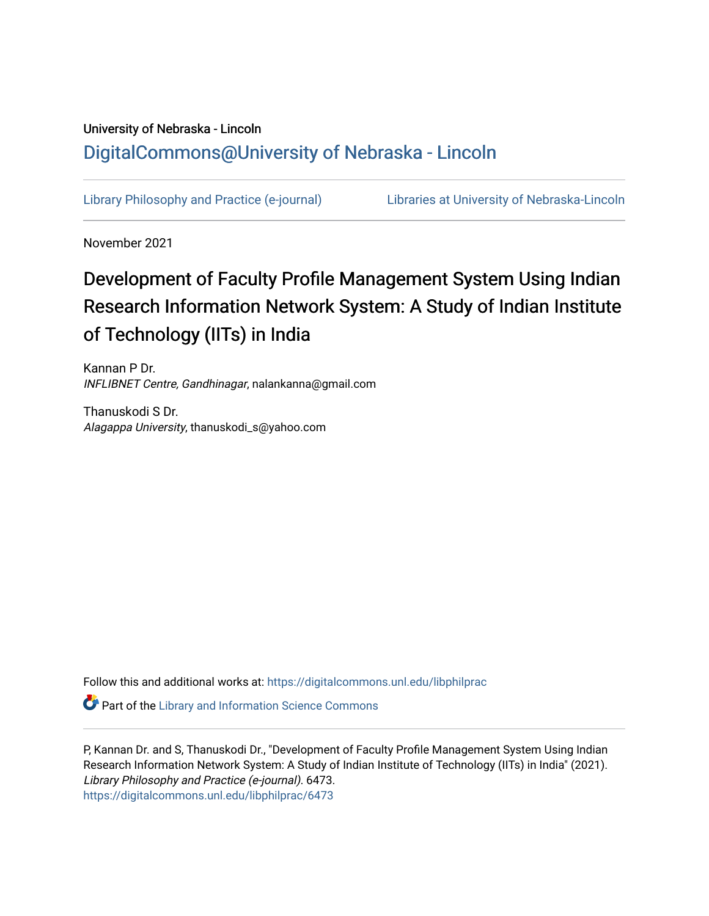University of Nebraska - Lincoln

DigitalCommons@University of Nebraska - Lincoln

Library Philosophy and Practice (e-journal) Libraries at University of Nebraska-Lincoln

November 2021

# Development of Faculty Profile Management System Using Indian Research Information Network System: A Study of Indian Institute of Technology (IITs) in India

Kannan P Dr.
*INFLIBNET Centre, Gandhinagar*, nalankanna@gmail.com

Thanuskodi S Dr.
*Alagappa University*, thanuskodi_s@yahoo.com

Follow this and additional works at: https://digitalcommons.unl.edu/libphilprac

Part of the Library and Information Science Commons

P, Kannan Dr. and S, Thanuskodi Dr., "Development of Faculty Profile Management System Using Indian Research Information Network System: A Study of Indian Institute of Technology (IITs) in India" (2021). *Library Philosophy and Practice (e-journal)*. 6473.
https://digitalcommons.unl.edu/libphilprac/6473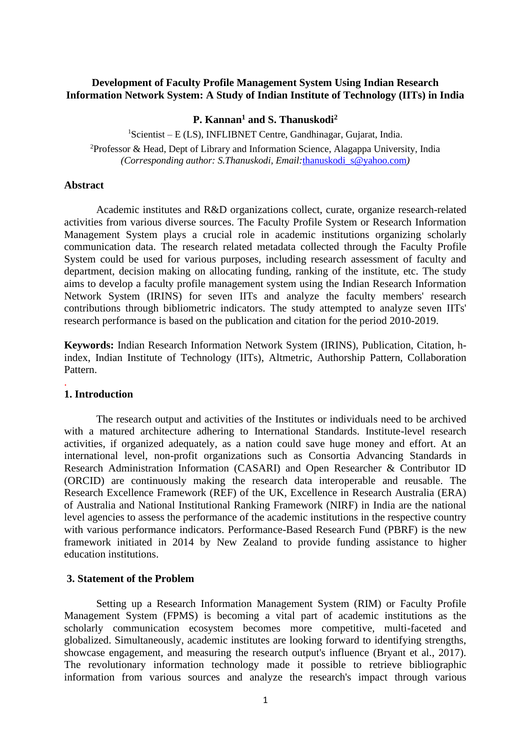## Development of Faculty Profile Management System Using Indian Research Information Network System: A Study of Indian Institute of Technology (IITs) in India

**P. Kannan[1] and S. Thanuskodi[2]**

[1]Scientist – E (LS), INFLIBNET Centre, Gandhinagar, Gujarat, India.

[2]Professor & Head, Dept of Library and Information Science, Alagappa University, India

*(Corresponding author: S.Thanuskodi, Email:thanuskodi_s@yahoo.com)*

### Abstract

Academic institutes and R&D organizations collect, curate, organize research-related activities from various diverse sources. The Faculty Profile System or Research Information Management System plays a crucial role in academic institutions organizing scholarly communication data. The research related metadata collected through the Faculty Profile System could be used for various purposes, including research assessment of faculty and department, decision making on allocating funding, ranking of the institute, etc. The study aims to develop a faculty profile management system using the Indian Research Information Network System (IRINS) for seven IITs and analyze the faculty members' research contributions through bibliometric indicators. The study attempted to analyze seven IITs' research performance is based on the publication and citation for the period 2010-2019.

**Keywords:** Indian Research Information Network System (IRINS), Publication, Citation, h-index, Indian Institute of Technology (IITs), Altmetric, Authorship Pattern, Collaboration Pattern.

### 1. Introduction

The research output and activities of the Institutes or individuals need to be archived with a matured architecture adhering to International Standards. Institute-level research activities, if organized adequately, as a nation could save huge money and effort. At an international level, non-profit organizations such as Consortia Advancing Standards in Research Administration Information (CASARI) and Open Researcher & Contributor ID (ORCID) are continuously making the research data interoperable and reusable. The Research Excellence Framework (REF) of the UK, Excellence in Research Australia (ERA) of Australia and National Institutional Ranking Framework (NIRF) in India are the national level agencies to assess the performance of the academic institutions in the respective country with various performance indicators. Performance-Based Research Fund (PBRF) is the new framework initiated in 2014 by New Zealand to provide funding assistance to higher education institutions.

### 3. Statement of the Problem

Setting up a Research Information Management System (RIM) or Faculty Profile Management System (FPMS) is becoming a vital part of academic institutions as the scholarly communication ecosystem becomes more competitive, multi-faceted and globalized. Simultaneously, academic institutes are looking forward to identifying strengths, showcase engagement, and measuring the research output's influence (Bryant et al., 2017). The revolutionary information technology made it possible to retrieve bibliographic information from various sources and analyze the research's impact through various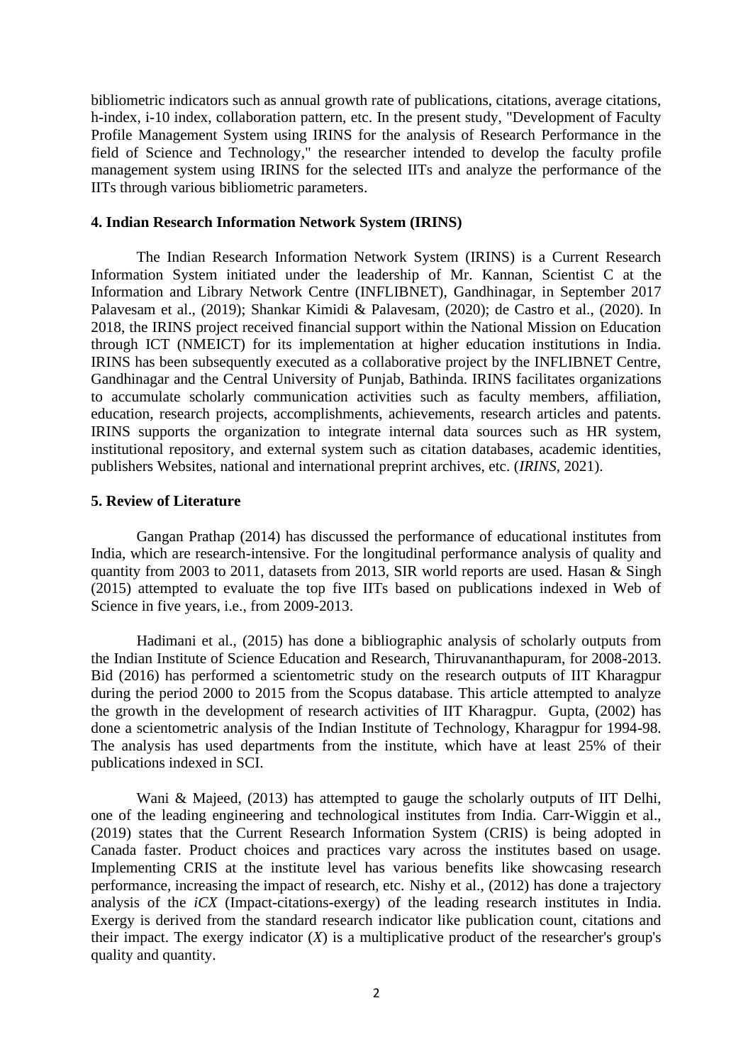bibliometric indicators such as annual growth rate of publications, citations, average citations, h-index, i-10 index, collaboration pattern, etc. In the present study, "Development of Faculty Profile Management System using IRINS for the analysis of Research Performance in the field of Science and Technology," the researcher intended to develop the faculty profile management system using IRINS for the selected IITs and analyze the performance of the IITs through various bibliometric parameters.

## 4. Indian Research Information Network System (IRINS)

The Indian Research Information Network System (IRINS) is a Current Research Information System initiated under the leadership of Mr. Kannan, Scientist C at the Information and Library Network Centre (INFLIBNET), Gandhinagar, in September 2017 Palavesam et al., (2019); Shankar Kimidi & Palavesam, (2020); de Castro et al., (2020). In 2018, the IRINS project received financial support within the National Mission on Education through ICT (NMEICT) for its implementation at higher education institutions in India. IRINS has been subsequently executed as a collaborative project by the INFLIBNET Centre, Gandhinagar and the Central University of Punjab, Bathinda. IRINS facilitates organizations to accumulate scholarly communication activities such as faculty members, affiliation, education, research projects, accomplishments, achievements, research articles and patents. IRINS supports the organization to integrate internal data sources such as HR system, institutional repository, and external system such as citation databases, academic identities, publishers Websites, national and international preprint archives, etc. (*IRINS*, 2021).

## 5. Review of Literature

Gangan Prathap (2014) has discussed the performance of educational institutes from India, which are research-intensive. For the longitudinal performance analysis of quality and quantity from 2003 to 2011, datasets from 2013, SIR world reports are used. Hasan & Singh (2015) attempted to evaluate the top five IITs based on publications indexed in Web of Science in five years, i.e., from 2009-2013.

Hadimani et al., (2015) has done a bibliographic analysis of scholarly outputs from the Indian Institute of Science Education and Research, Thiruvananthapuram, for 2008-2013. Bid (2016) has performed a scientometric study on the research outputs of IIT Kharagpur during the period 2000 to 2015 from the Scopus database. This article attempted to analyze the growth in the development of research activities of IIT Kharagpur. Gupta, (2002) has done a scientometric analysis of the Indian Institute of Technology, Kharagpur for 1994-98. The analysis has used departments from the institute, which have at least 25% of their publications indexed in SCI.

Wani & Majeed, (2013) has attempted to gauge the scholarly outputs of IIT Delhi, one of the leading engineering and technological institutes from India. Carr-Wiggin et al., (2019) states that the Current Research Information System (CRIS) is being adopted in Canada faster. Product choices and practices vary across the institutes based on usage. Implementing CRIS at the institute level has various benefits like showcasing research performance, increasing the impact of research, etc. Nishy et al., (2012) has done a trajectory analysis of the *iCX* (Impact-citations-exergy) of the leading research institutes in India. Exergy is derived from the standard research indicator like publication count, citations and their impact. The exergy indicator ($X$) is a multiplicative product of the researcher's group's quality and quantity.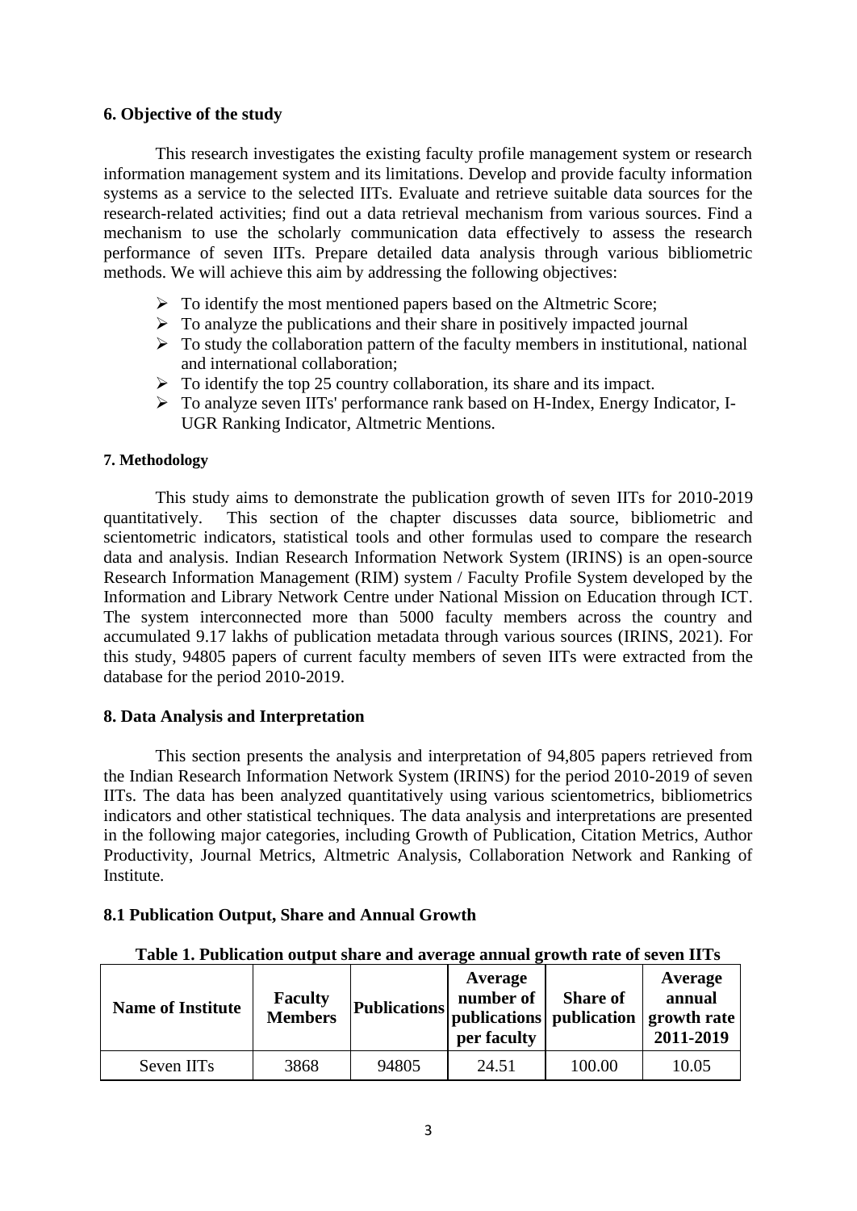## 6. Objective of the study

This research investigates the existing faculty profile management system or research information management system and its limitations. Develop and provide faculty information systems as a service to the selected IITs. Evaluate and retrieve suitable data sources for the research-related activities; find out a data retrieval mechanism from various sources. Find a mechanism to use the scholarly communication data effectively to assess the research performance of seven IITs. Prepare detailed data analysis through various bibliometric methods. We will achieve this aim by addressing the following objectives:

- To identify the most mentioned papers based on the Altmetric Score;
- To analyze the publications and their share in positively impacted journal
- To study the collaboration pattern of the faculty members in institutional, national and international collaboration;
- To identify the top 25 country collaboration, its share and its impact.
- To analyze seven IITs' performance rank based on H-Index, Energy Indicator, I-UGR Ranking Indicator, Altmetric Mentions.

### 7. Methodology

This study aims to demonstrate the publication growth of seven IITs for 2010-2019 quantitatively. This section of the chapter discusses data source, bibliometric and scientometric indicators, statistical tools and other formulas used to compare the research data and analysis. Indian Research Information Network System (IRINS) is an open-source Research Information Management (RIM) system / Faculty Profile System developed by the Information and Library Network Centre under National Mission on Education through ICT. The system interconnected more than 5000 faculty members across the country and accumulated 9.17 lakhs of publication metadata through various sources (IRINS, 2021). For this study, 94805 papers of current faculty members of seven IITs were extracted from the database for the period 2010-2019.

## 8. Data Analysis and Interpretation

This section presents the analysis and interpretation of 94,805 papers retrieved from the Indian Research Information Network System (IRINS) for the period 2010-2019 of seven IITs. The data has been analyzed quantitatively using various scientometrics, bibliometrics indicators and other statistical techniques. The data analysis and interpretations are presented in the following major categories, including Growth of Publication, Citation Metrics, Author Productivity, Journal Metrics, Altmetric Analysis, Collaboration Network and Ranking of Institute.

### 8.1 Publication Output, Share and Annual Growth

**Table 1. Publication output share and average annual growth rate of seven IITs**

| Name of Institute | Faculty Members | Publications | Average number of publications per faculty | Share of publication | Average annual growth rate 2011-2019 |
|---|---|---|---|---|---|
| Seven IITs | 3868 | 94805 | 24.51 | 100.00 | 10.05 |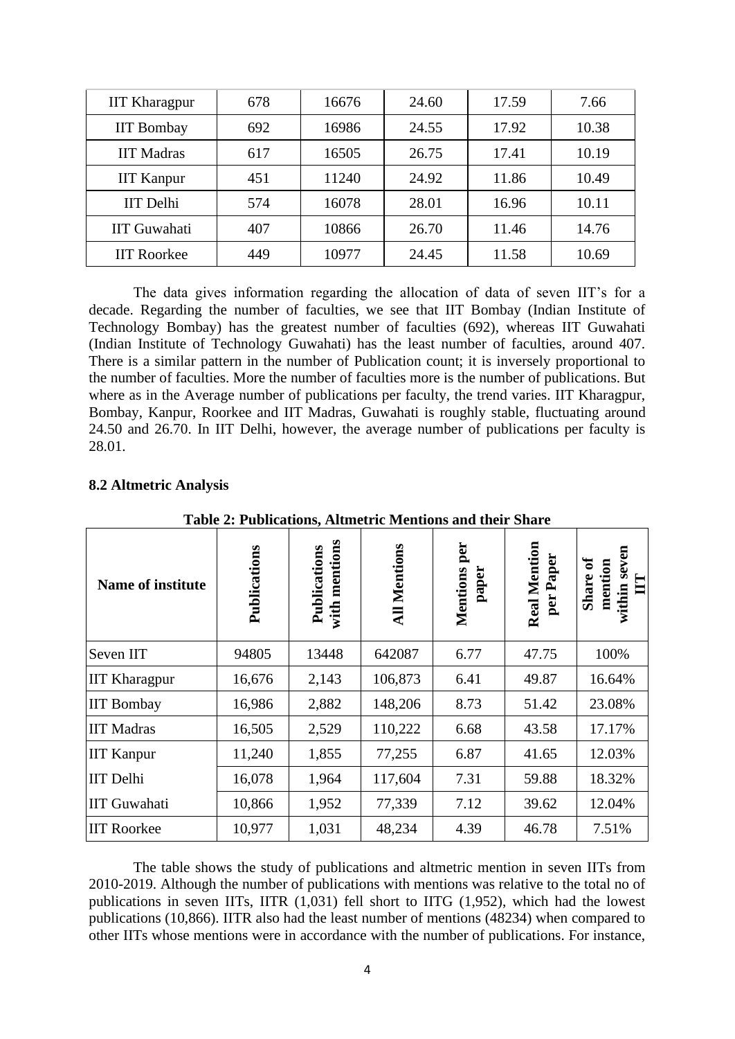| IIT Kharagpur | 678 | 16676 | 24.60 | 17.59 | 7.66 |
|---|---|---|---|---|---|
| IIT Bombay | 692 | 16986 | 24.55 | 17.92 | 10.38 |
| IIT Madras | 617 | 16505 | 26.75 | 17.41 | 10.19 |
| IIT Kanpur | 451 | 11240 | 24.92 | 11.86 | 10.49 |
| IIT Delhi | 574 | 16078 | 28.01 | 16.96 | 10.11 |
| IIT Guwahati | 407 | 10866 | 26.70 | 11.46 | 14.76 |
| IIT Roorkee | 449 | 10977 | 24.45 | 11.58 | 10.69 |

The data gives information regarding the allocation of data of seven IIT's for a decade. Regarding the number of faculties, we see that IIT Bombay (Indian Institute of Technology Bombay) has the greatest number of faculties (692), whereas IIT Guwahati (Indian Institute of Technology Guwahati) has the least number of faculties, around 407. There is a similar pattern in the number of Publication count; it is inversely proportional to the number of faculties. More the number of faculties more is the number of publications. But where as in the Average number of publications per faculty, the trend varies. IIT Kharagpur, Bombay, Kanpur, Roorkee and IIT Madras, Guwahati is roughly stable, fluctuating around 24.50 and 26.70. In IIT Delhi, however, the average number of publications per faculty is 28.01.

**8.2 Altmetric Analysis**

**Table 2: Publications, Altmetric Mentions and their Share**

| Name of institute | Publications | Publications with mentions | All Mentions | Mentions per paper | Real Mention per Paper | Share of mention within seven IIT |
|---|---|---|---|---|---|---|
| Seven IIT | 94805 | 13448 | 642087 | 6.77 | 47.75 | 100% |
| IIT Kharagpur | 16,676 | 2,143 | 106,873 | 6.41 | 49.87 | 16.64% |
| IIT Bombay | 16,986 | 2,882 | 148,206 | 8.73 | 51.42 | 23.08% |
| IIT Madras | 16,505 | 2,529 | 110,222 | 6.68 | 43.58 | 17.17% |
| IIT Kanpur | 11,240 | 1,855 | 77,255 | 6.87 | 41.65 | 12.03% |
| IIT Delhi | 16,078 | 1,964 | 117,604 | 7.31 | 59.88 | 18.32% |
| IIT Guwahati | 10,866 | 1,952 | 77,339 | 7.12 | 39.62 | 12.04% |
| IIT Roorkee | 10,977 | 1,031 | 48,234 | 4.39 | 46.78 | 7.51% |

The table shows the study of publications and altmetric mention in seven IITs from 2010-2019. Although the number of publications with mentions was relative to the total no of publications in seven IITs, IITR (1,031) fell short to IITG (1,952), which had the lowest publications (10,866). IITR also had the least number of mentions (48234) when compared to other IITs whose mentions were in accordance with the number of publications. For instance,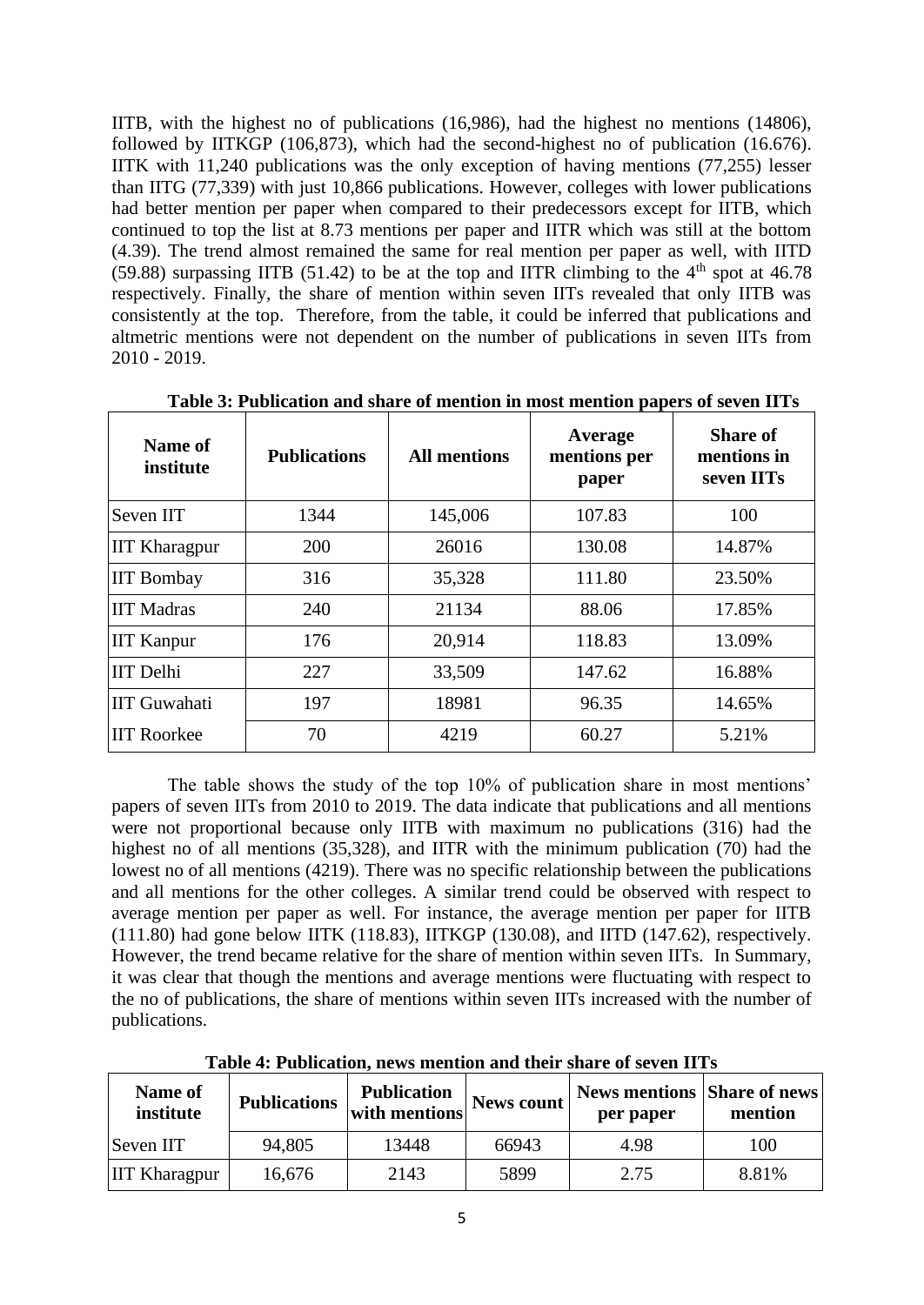IITB, with the highest no of publications (16,986), had the highest no mentions (14806), followed by IITKGP (106,873), which had the second-highest no of publication (16.676). IITK with 11,240 publications was the only exception of having mentions (77,255) lesser than IITG (77,339) with just 10,866 publications. However, colleges with lower publications had better mention per paper when compared to their predecessors except for IITB, which continued to top the list at 8.73 mentions per paper and IITR which was still at the bottom (4.39). The trend almost remained the same for real mention per paper as well, with IITD (59.88) surpassing IITB (51.42) to be at the top and IITR climbing to the 4th spot at 46.78 respectively. Finally, the share of mention within seven IITs revealed that only IITB was consistently at the top. Therefore, from the table, it could be inferred that publications and altmetric mentions were not dependent on the number of publications in seven IITs from 2010 - 2019.

**Table 3: Publication and share of mention in most mention papers of seven IITs**

| Name of institute | Publications | All mentions | Average mentions per paper | Share of mentions in seven IITs |
|---|---|---|---|---|
| Seven IIT | 1344 | 145,006 | 107.83 | 100 |
| IIT Kharagpur | 200 | 26016 | 130.08 | 14.87% |
| IIT Bombay | 316 | 35,328 | 111.80 | 23.50% |
| IIT Madras | 240 | 21134 | 88.06 | 17.85% |
| IIT Kanpur | 176 | 20,914 | 118.83 | 13.09% |
| IIT Delhi | 227 | 33,509 | 147.62 | 16.88% |
| IIT Guwahati | 197 | 18981 | 96.35 | 14.65% |
| IIT Roorkee | 70 | 4219 | 60.27 | 5.21% |

The table shows the study of the top 10% of publication share in most mentions' papers of seven IITs from 2010 to 2019. The data indicate that publications and all mentions were not proportional because only IITB with maximum no publications (316) had the highest no of all mentions (35,328), and IITR with the minimum publication (70) had the lowest no of all mentions (4219). There was no specific relationship between the publications and all mentions for the other colleges. A similar trend could be observed with respect to average mention per paper as well. For instance, the average mention per paper for IITB (111.80) had gone below IITK (118.83), IITKGP (130.08), and IITD (147.62), respectively. However, the trend became relative for the share of mention within seven IITs. In Summary, it was clear that though the mentions and average mentions were fluctuating with respect to the no of publications, the share of mentions within seven IITs increased with the number of publications.

**Table 4: Publication, news mention and their share of seven IITs**

| Name of institute | Publications | Publication with mentions | News count | News mentions per paper | Share of news mention |
|---|---|---|---|---|---|
| Seven IIT | 94,805 | 13448 | 66943 | 4.98 | 100 |
| IIT Kharagpur | 16,676 | 2143 | 5899 | 2.75 | 8.81% |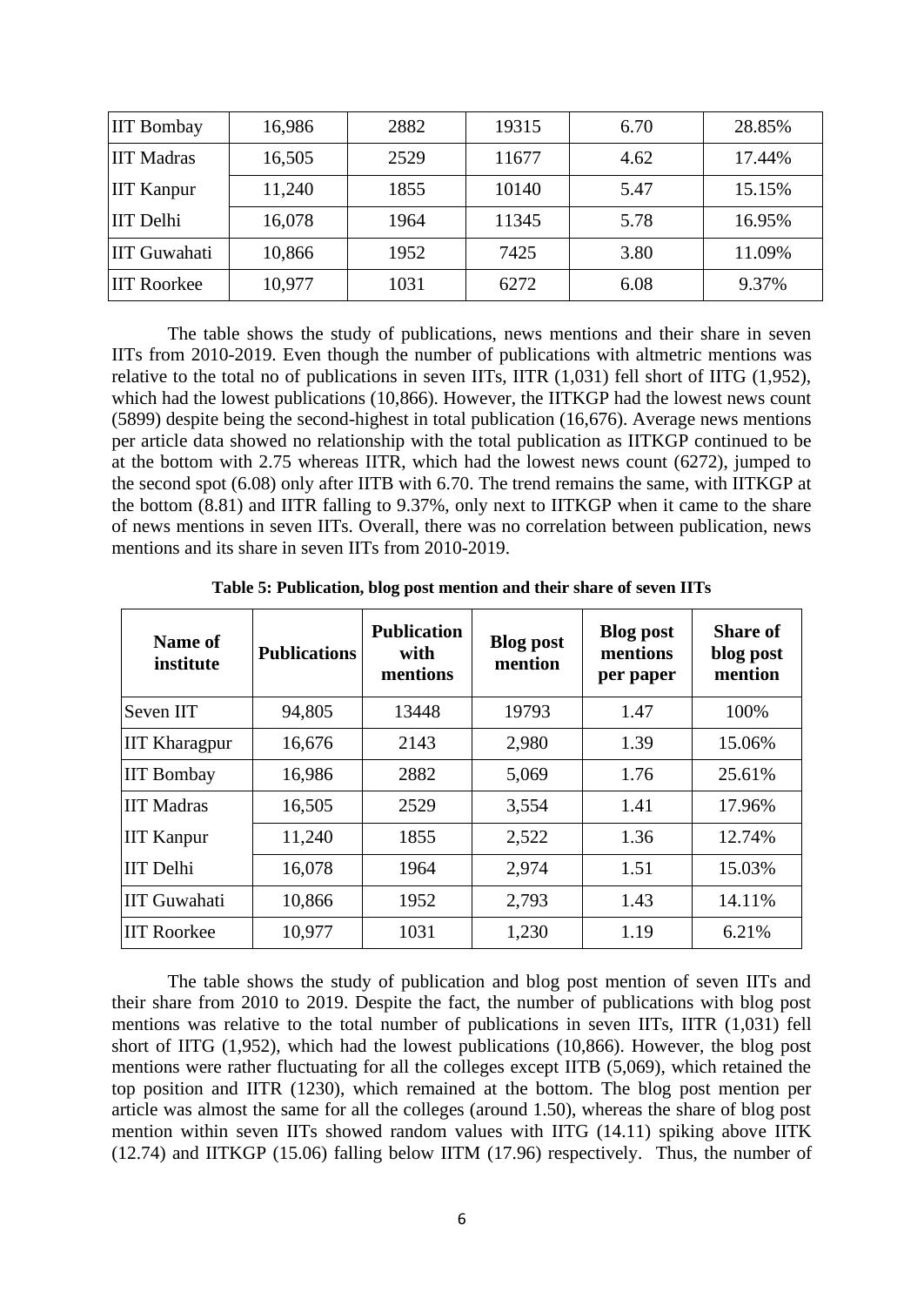| IIT Bombay | 16,986 | 2882 | 19315 | 6.70 | 28.85% |
|---|---|---|---|---|---|
| IIT Madras | 16,505 | 2529 | 11677 | 4.62 | 17.44% |
| IIT Kanpur | 11,240 | 1855 | 10140 | 5.47 | 15.15% |
| IIT Delhi | 16,078 | 1964 | 11345 | 5.78 | 16.95% |
| IIT Guwahati | 10,866 | 1952 | 7425 | 3.80 | 11.09% |
| IIT Roorkee | 10,977 | 1031 | 6272 | 6.08 | 9.37% |

The table shows the study of publications, news mentions and their share in seven IITs from 2010-2019. Even though the number of publications with altmetric mentions was relative to the total no of publications in seven IITs, IITR (1,031) fell short of IITG (1,952), which had the lowest publications (10,866). However, the IITKGP had the lowest news count (5899) despite being the second-highest in total publication (16,676). Average news mentions per article data showed no relationship with the total publication as IITKGP continued to be at the bottom with 2.75 whereas IITR, which had the lowest news count (6272), jumped to the second spot (6.08) only after IITB with 6.70. The trend remains the same, with IITKGP at the bottom (8.81) and IITR falling to 9.37%, only next to IITKGP when it came to the share of news mentions in seven IITs. Overall, there was no correlation between publication, news mentions and its share in seven IITs from 2010-2019.

**Table 5: Publication, blog post mention and their share of seven IITs**

| Name of institute | Publications | Publication with mentions | Blog post mention | Blog post mentions per paper | Share of blog post mention |
|---|---|---|---|---|---|
| Seven IIT | 94,805 | 13448 | 19793 | 1.47 | 100% |
| IIT Kharagpur | 16,676 | 2143 | 2,980 | 1.39 | 15.06% |
| IIT Bombay | 16,986 | 2882 | 5,069 | 1.76 | 25.61% |
| IIT Madras | 16,505 | 2529 | 3,554 | 1.41 | 17.96% |
| IIT Kanpur | 11,240 | 1855 | 2,522 | 1.36 | 12.74% |
| IIT Delhi | 16,078 | 1964 | 2,974 | 1.51 | 15.03% |
| IIT Guwahati | 10,866 | 1952 | 2,793 | 1.43 | 14.11% |
| IIT Roorkee | 10,977 | 1031 | 1,230 | 1.19 | 6.21% |

The table shows the study of publication and blog post mention of seven IITs and their share from 2010 to 2019. Despite the fact, the number of publications with blog post mentions was relative to the total number of publications in seven IITs, IITR (1,031) fell short of IITG (1,952), which had the lowest publications (10,866). However, the blog post mentions were rather fluctuating for all the colleges except IITB (5,069), which retained the top position and IITR (1230), which remained at the bottom. The blog post mention per article was almost the same for all the colleges (around 1.50), whereas the share of blog post mention within seven IITs showed random values with IITG (14.11) spiking above IITK (12.74) and IITKGP (15.06) falling below IITM (17.96) respectively. Thus, the number of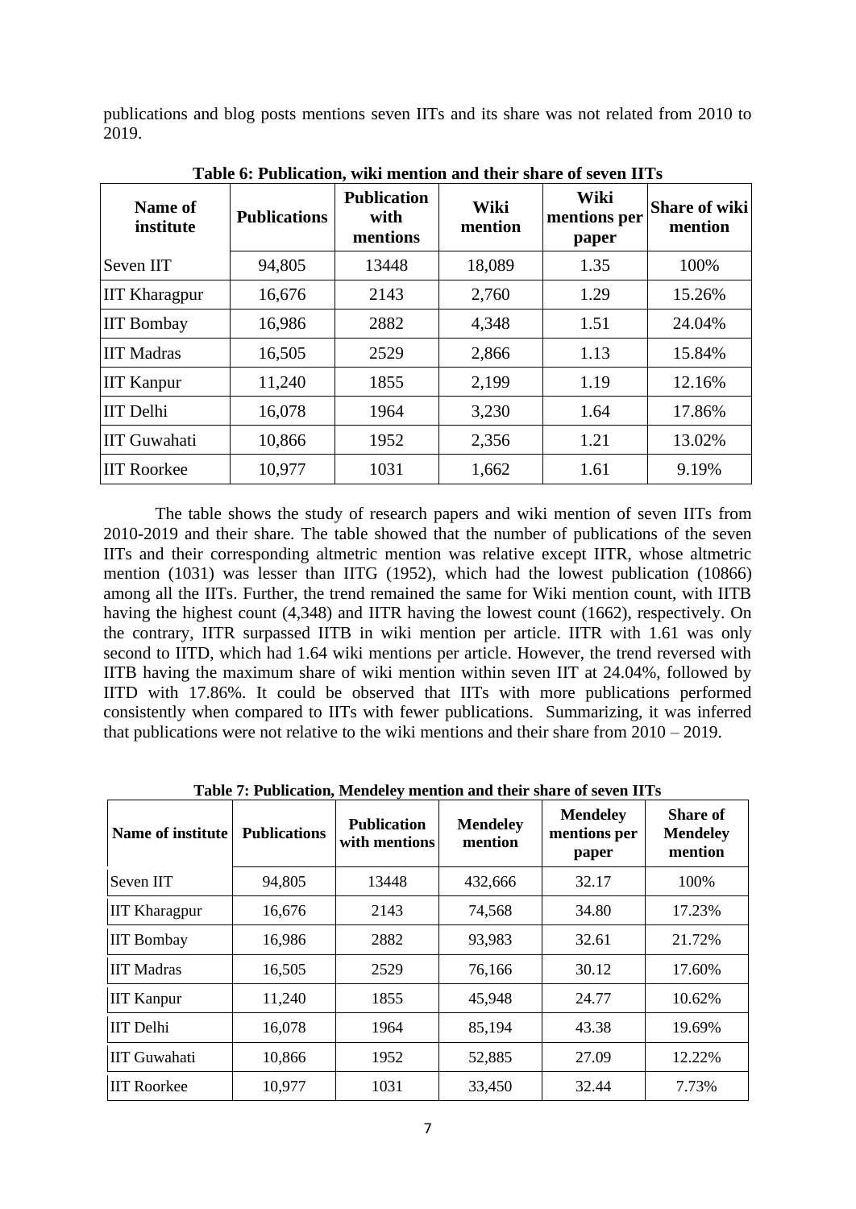publications and blog posts mentions seven IITs and its share was not related from 2010 to 2019.

**Table 6: Publication, wiki mention and their share of seven IITs**

| Name of institute | Publications | Publication with mentions | Wiki mention | Wiki mentions per paper | Share of wiki mention |
|---|---|---|---|---|---|
| Seven IIT | 94,805 | 13448 | 18,089 | 1.35 | 100% |
| IIT Kharagpur | 16,676 | 2143 | 2,760 | 1.29 | 15.26% |
| IIT Bombay | 16,986 | 2882 | 4,348 | 1.51 | 24.04% |
| IIT Madras | 16,505 | 2529 | 2,866 | 1.13 | 15.84% |
| IIT Kanpur | 11,240 | 1855 | 2,199 | 1.19 | 12.16% |
| IIT Delhi | 16,078 | 1964 | 3,230 | 1.64 | 17.86% |
| IIT Guwahati | 10,866 | 1952 | 2,356 | 1.21 | 13.02% |
| IIT Roorkee | 10,977 | 1031 | 1,662 | 1.61 | 9.19% |

The table shows the study of research papers and wiki mention of seven IITs from 2010-2019 and their share. The table showed that the number of publications of the seven IITs and their corresponding altmetric mention was relative except IITR, whose altmetric mention (1031) was lesser than IITG (1952), which had the lowest publication (10866) among all the IITs. Further, the trend remained the same for Wiki mention count, with IITB having the highest count (4,348) and IITR having the lowest count (1662), respectively. On the contrary, IITR surpassed IITB in wiki mention per article. IITR with 1.61 was only second to IITD, which had 1.64 wiki mentions per article. However, the trend reversed with IITB having the maximum share of wiki mention within seven IIT at 24.04%, followed by IITD with 17.86%. It could be observed that IITs with more publications performed consistently when compared to IITs with fewer publications. Summarizing, it was inferred that publications were not relative to the wiki mentions and their share from 2010 – 2019.

**Table 7: Publication, Mendeley mention and their share of seven IITs**

| Name of institute | Publications | Publication with mentions | Mendeley mention | Mendeley mentions per paper | Share of Mendeley mention |
|---|---|---|---|---|---|
| Seven IIT | 94,805 | 13448 | 432,666 | 32.17 | 100% |
| IIT Kharagpur | 16,676 | 2143 | 74,568 | 34.80 | 17.23% |
| IIT Bombay | 16,986 | 2882 | 93,983 | 32.61 | 21.72% |
| IIT Madras | 16,505 | 2529 | 76,166 | 30.12 | 17.60% |
| IIT Kanpur | 11,240 | 1855 | 45,948 | 24.77 | 10.62% |
| IIT Delhi | 16,078 | 1964 | 85,194 | 43.38 | 19.69% |
| IIT Guwahati | 10,866 | 1952 | 52,885 | 27.09 | 12.22% |
| IIT Roorkee | 10,977 | 1031 | 33,450 | 32.44 | 7.73% |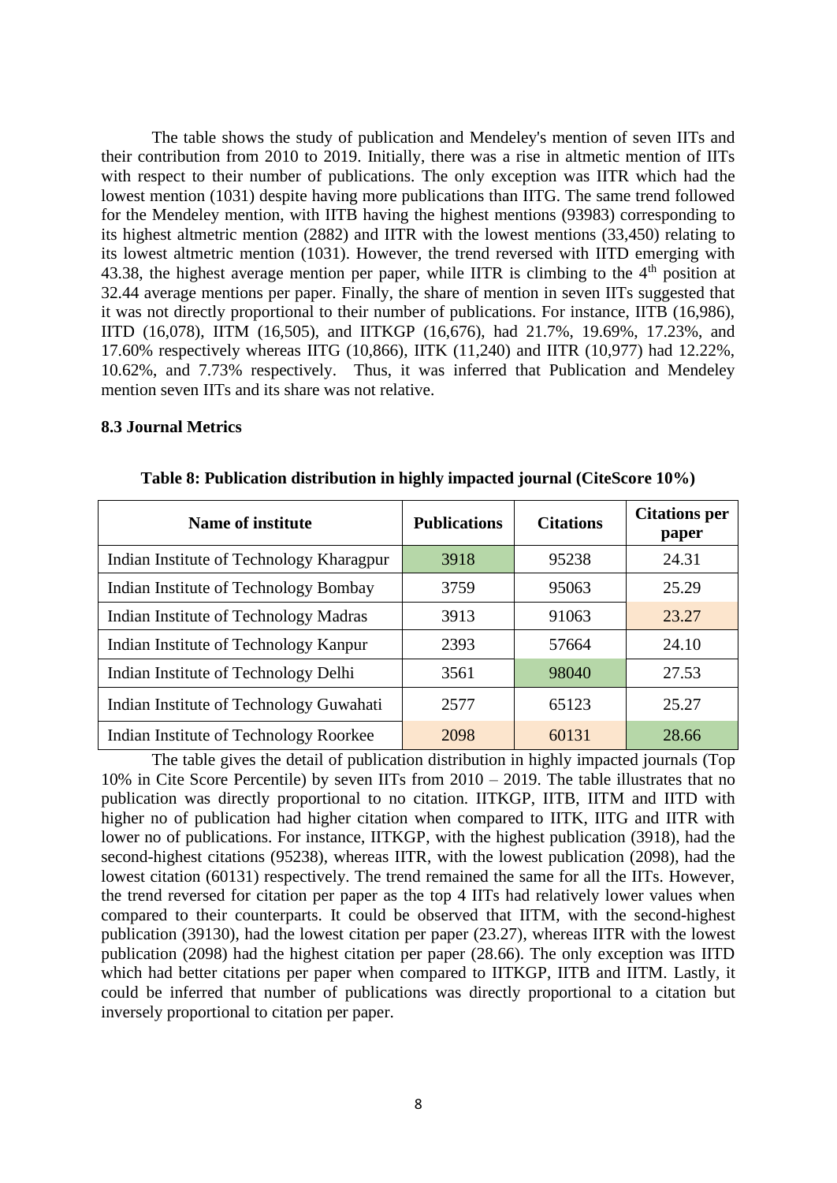The table shows the study of publication and Mendeley's mention of seven IITs and their contribution from 2010 to 2019. Initially, there was a rise in altmetic mention of IITs with respect to their number of publications. The only exception was IITR which had the lowest mention (1031) despite having more publications than IITG. The same trend followed for the Mendeley mention, with IITB having the highest mentions (93983) corresponding to its highest altmetric mention (2882) and IITR with the lowest mentions (33,450) relating to its lowest altmetric mention (1031). However, the trend reversed with IITD emerging with 43.38, the highest average mention per paper, while IITR is climbing to the 4th position at 32.44 average mentions per paper. Finally, the share of mention in seven IITs suggested that it was not directly proportional to their number of publications. For instance, IITB (16,986), IITD (16,078), IITM (16,505), and IITKGP (16,676), had 21.7%, 19.69%, 17.23%, and 17.60% respectively whereas IITG (10,866), IITK (11,240) and IITR (10,977) had 12.22%, 10.62%, and 7.73% respectively. Thus, it was inferred that Publication and Mendeley mention seven IITs and its share was not relative.

### 8.3 Journal Metrics

**Table 8: Publication distribution in highly impacted journal (CiteScore 10%)**

| Name of institute | Publications | Citations | Citations per paper |
|---|---|---|---|
| Indian Institute of Technology Kharagpur | 3918 | 95238 | 24.31 |
| Indian Institute of Technology Bombay | 3759 | 95063 | 25.29 |
| Indian Institute of Technology Madras | 3913 | 91063 | 23.27 |
| Indian Institute of Technology Kanpur | 2393 | 57664 | 24.10 |
| Indian Institute of Technology Delhi | 3561 | 98040 | 27.53 |
| Indian Institute of Technology Guwahati | 2577 | 65123 | 25.27 |
| Indian Institute of Technology Roorkee | 2098 | 60131 | 28.66 |

The table gives the detail of publication distribution in highly impacted journals (Top 10% in Cite Score Percentile) by seven IITs from 2010 – 2019. The table illustrates that no publication was directly proportional to no citation. IITKGP, IITB, IITM and IITD with higher no of publication had higher citation when compared to IITK, IITG and IITR with lower no of publications. For instance, IITKGP, with the highest publication (3918), had the second-highest citations (95238), whereas IITR, with the lowest publication (2098), had the lowest citation (60131) respectively. The trend remained the same for all the IITs. However, the trend reversed for citation per paper as the top 4 IITs had relatively lower values when compared to their counterparts. It could be observed that IITM, with the second-highest publication (39130), had the lowest citation per paper (23.27), whereas IITR with the lowest publication (2098) had the highest citation per paper (28.66). The only exception was IITD which had better citations per paper when compared to IITKGP, IITB and IITM. Lastly, it could be inferred that number of publications was directly proportional to a citation but inversely proportional to citation per paper.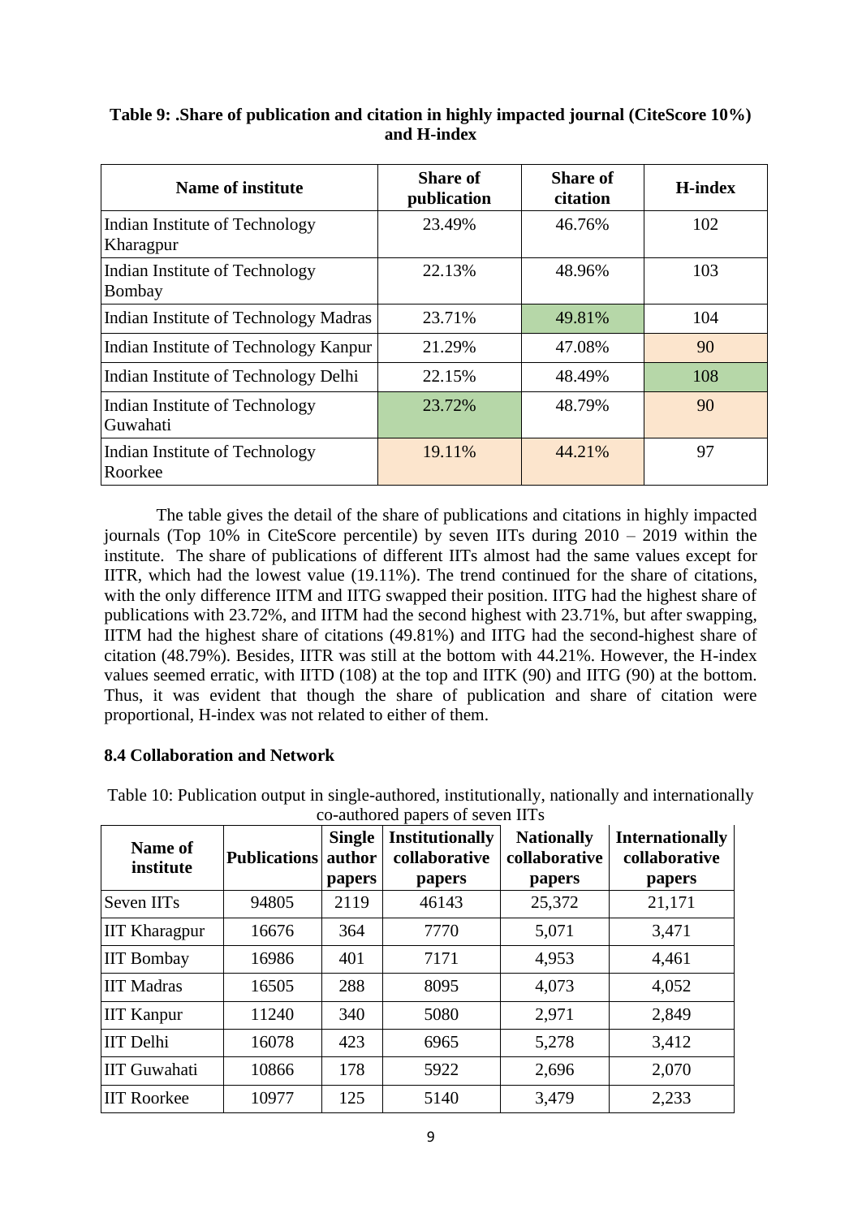**Table 9: .Share of publication and citation in highly impacted journal (CiteScore 10%) and H-index**

| Name of institute | Share of publication | Share of citation | H-index |
|---|---|---|---|
| Indian Institute of Technology Kharagpur | 23.49% | 46.76% | 102 |
| Indian Institute of Technology Bombay | 22.13% | 48.96% | 103 |
| Indian Institute of Technology Madras | 23.71% | 49.81% | 104 |
| Indian Institute of Technology Kanpur | 21.29% | 47.08% | 90 |
| Indian Institute of Technology Delhi | 22.15% | 48.49% | 108 |
| Indian Institute of Technology Guwahati | 23.72% | 48.79% | 90 |
| Indian Institute of Technology Roorkee | 19.11% | 44.21% | 97 |

The table gives the detail of the share of publications and citations in highly impacted journals (Top 10% in CiteScore percentile) by seven IITs during 2010 – 2019 within the institute. The share of publications of different IITs almost had the same values except for IITR, which had the lowest value (19.11%). The trend continued for the share of citations, with the only difference IITM and IITG swapped their position. IITG had the highest share of publications with 23.72%, and IITM had the second highest with 23.71%, but after swapping, IITM had the highest share of citations (49.81%) and IITG had the second-highest share of citation (48.79%). Besides, IITR was still at the bottom with 44.21%. However, the H-index values seemed erratic, with IITD (108) at the top and IITK (90) and IITG (90) at the bottom. Thus, it was evident that though the share of publication and share of citation were proportional, H-index was not related to either of them.

### 8.4 Collaboration and Network

Table 10: Publication output in single-authored, institutionally, nationally and internationally co-authored papers of seven IITs

| Name of institute | Publications | Single author papers | Institutionally collaborative papers | Nationally collaborative papers | Internationally collaborative papers |
|---|---|---|---|---|---|
| Seven IITs | 94805 | 2119 | 46143 | 25,372 | 21,171 |
| IIT Kharagpur | 16676 | 364 | 7770 | 5,071 | 3,471 |
| IIT Bombay | 16986 | 401 | 7171 | 4,953 | 4,461 |
| IIT Madras | 16505 | 288 | 8095 | 4,073 | 4,052 |
| IIT Kanpur | 11240 | 340 | 5080 | 2,971 | 2,849 |
| IIT Delhi | 16078 | 423 | 6965 | 5,278 | 3,412 |
| IIT Guwahati | 10866 | 178 | 5922 | 2,696 | 2,070 |
| IIT Roorkee | 10977 | 125 | 5140 | 3,479 | 2,233 |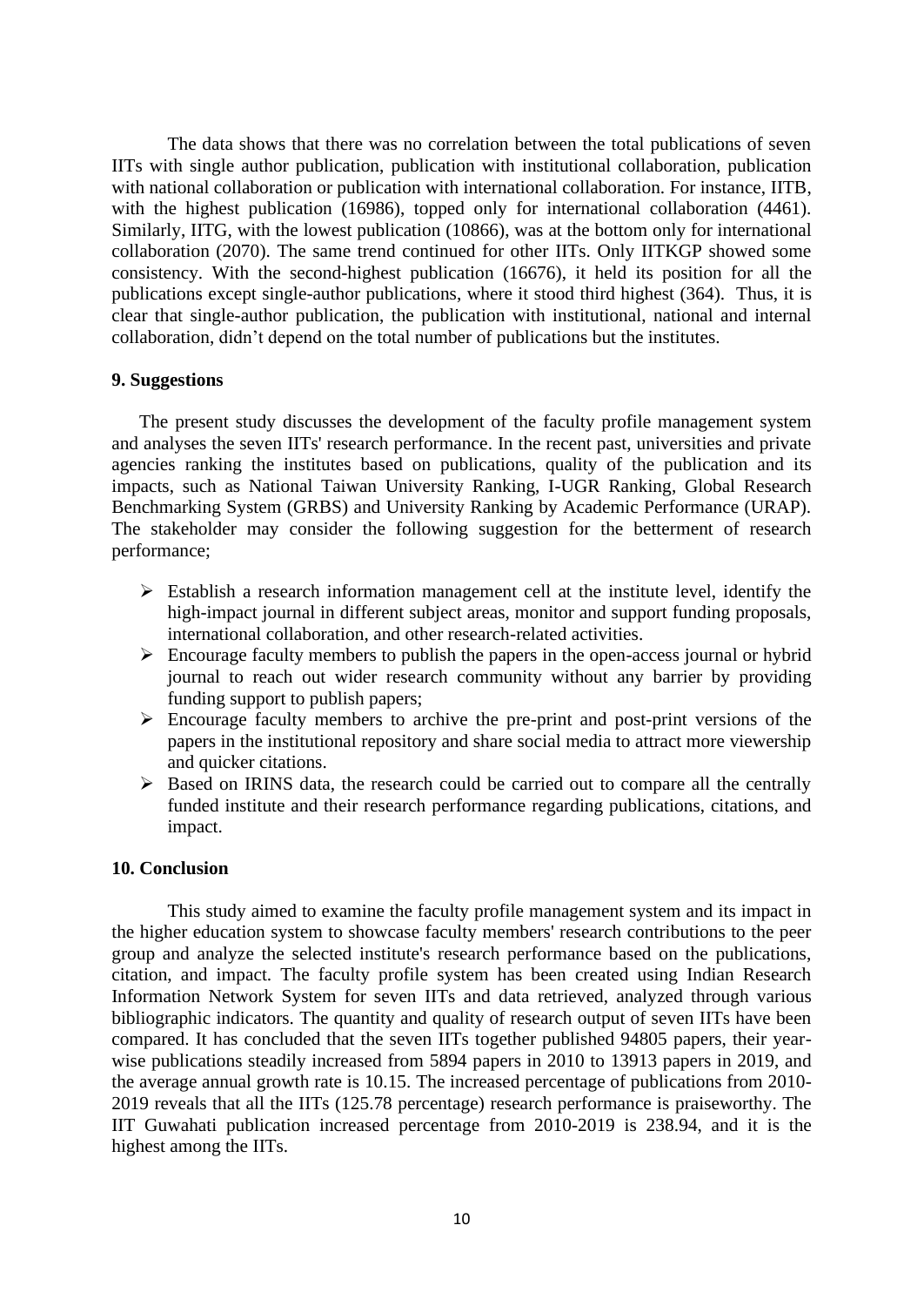The data shows that there was no correlation between the total publications of seven IITs with single author publication, publication with institutional collaboration, publication with national collaboration or publication with international collaboration. For instance, IITB, with the highest publication (16986), topped only for international collaboration (4461). Similarly, IITG, with the lowest publication (10866), was at the bottom only for international collaboration (2070). The same trend continued for other IITs. Only IITKGP showed some consistency. With the second-highest publication (16676), it held its position for all the publications except single-author publications, where it stood third highest (364). Thus, it is clear that single-author publication, the publication with institutional, national and internal collaboration, didn't depend on the total number of publications but the institutes.

## 9. Suggestions

The present study discusses the development of the faculty profile management system and analyses the seven IITs' research performance. In the recent past, universities and private agencies ranking the institutes based on publications, quality of the publication and its impacts, such as National Taiwan University Ranking, I-UGR Ranking, Global Research Benchmarking System (GRBS) and University Ranking by Academic Performance (URAP). The stakeholder may consider the following suggestion for the betterment of research performance;

- Establish a research information management cell at the institute level, identify the high-impact journal in different subject areas, monitor and support funding proposals, international collaboration, and other research-related activities.
- Encourage faculty members to publish the papers in the open-access journal or hybrid journal to reach out wider research community without any barrier by providing funding support to publish papers;
- Encourage faculty members to archive the pre-print and post-print versions of the papers in the institutional repository and share social media to attract more viewership and quicker citations.
- Based on IRINS data, the research could be carried out to compare all the centrally funded institute and their research performance regarding publications, citations, and impact.

## 10. Conclusion

This study aimed to examine the faculty profile management system and its impact in the higher education system to showcase faculty members' research contributions to the peer group and analyze the selected institute's research performance based on the publications, citation, and impact. The faculty profile system has been created using Indian Research Information Network System for seven IITs and data retrieved, analyzed through various bibliographic indicators. The quantity and quality of research output of seven IITs have been compared. It has concluded that the seven IITs together published 94805 papers, their year-wise publications steadily increased from 5894 papers in 2010 to 13913 papers in 2019, and the average annual growth rate is 10.15. The increased percentage of publications from 2010-2019 reveals that all the IITs (125.78 percentage) research performance is praiseworthy. The IIT Guwahati publication increased percentage from 2010-2019 is 238.94, and it is the highest among the IITs.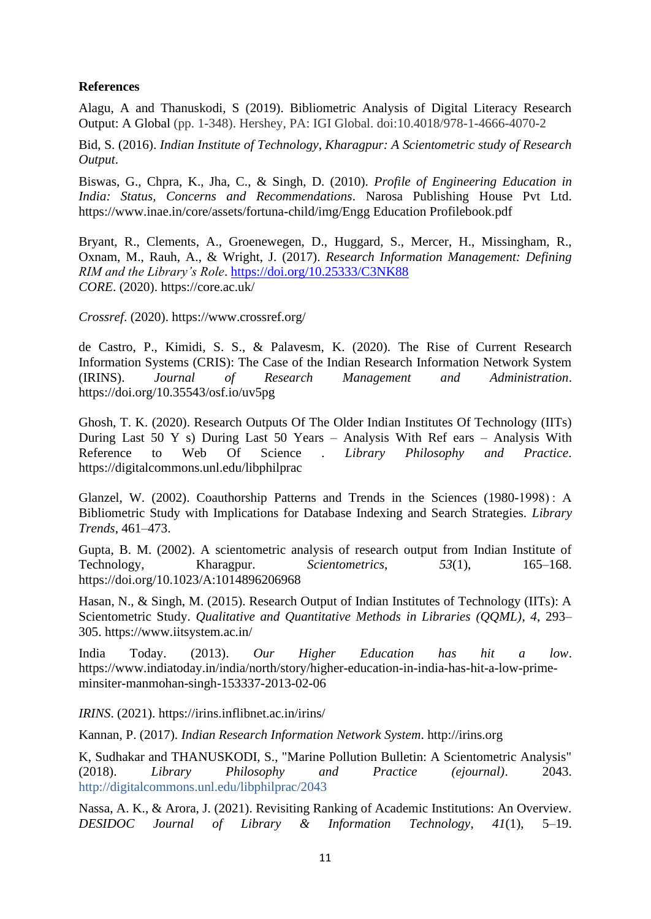**References**

Alagu, A and Thanuskodi, S (2019). Bibliometric Analysis of Digital Literacy Research Output: A Global (pp. 1-348). Hershey, PA: IGI Global. doi:10.4018/978-1-4666-4070-2

Bid, S. (2016). *Indian Institute of Technology, Kharagpur: A Scientometric study of Research Output*.

Biswas, G., Chpra, K., Jha, C., & Singh, D. (2010). *Profile of Engineering Education in India: Status, Concerns and Recommendations*. Narosa Publishing House Pvt Ltd. https://www.inae.in/core/assets/fortuna-child/img/Engg Education Profilebook.pdf

Bryant, R., Clements, A., Groenewegen, D., Huggard, S., Mercer, H., Missingham, R., Oxnam, M., Rauh, A., & Wright, J. (2017). *Research Information Management: Defining RIM and the Library's Role*. https://doi.org/10.25333/C3NK88

*CORE*. (2020). https://core.ac.uk/

*Crossref*. (2020). https://www.crossref.org/

de Castro, P., Kimidi, S. S., & Palavesm, K. (2020). The Rise of Current Research Information Systems (CRIS): The Case of the Indian Research Information Network System (IRINS). *Journal of Research Management and Administration*. https://doi.org/10.35543/osf.io/uv5pg

Ghosh, T. K. (2020). Research Outputs Of The Older Indian Institutes Of Technology (IITs) During Last 50 Y s) During Last 50 Years – Analysis With Ref ears – Analysis With Reference to Web Of Science . *Library Philosophy and Practice*. https://digitalcommons.unl.edu/libphilprac

Glanzel, W. (2002). Coauthorship Patterns and Trends in the Sciences (1980-1998) : A Bibliometric Study with Implications for Database Indexing and Search Strategies. *Library Trends*, 461–473.

Gupta, B. M. (2002). A scientometric analysis of research output from Indian Institute of Technology, Kharagpur. *Scientometrics*, *53*(1), 165–168. https://doi.org/10.1023/A:1014896206968

Hasan, N., & Singh, M. (2015). Research Output of Indian Institutes of Technology (IITs): A Scientometric Study. *Qualitative and Quantitative Methods in Libraries (QQML)*, *4*, 293–305. https://www.iitsystem.ac.in/

India Today. (2013). *Our Higher Education has hit a low*. https://www.indiatoday.in/india/north/story/higher-education-in-india-has-hit-a-low-prime-minsiter-manmohan-singh-153337-2013-02-06

*IRINS*. (2021). https://irins.inflibnet.ac.in/irins/

Kannan, P. (2017). *Indian Research Information Network System*. http://irins.org

K, Sudhakar and THANUSKODI, S., "Marine Pollution Bulletin: A Scientometric Analysis" (2018). *Library Philosophy and Practice (ejournal)*. 2043. http://digitalcommons.unl.edu/libphilprac/2043

Nassa, A. K., & Arora, J. (2021). Revisiting Ranking of Academic Institutions: An Overview. *DESIDOC Journal of Library & Information Technology*, *41*(1), 5–19.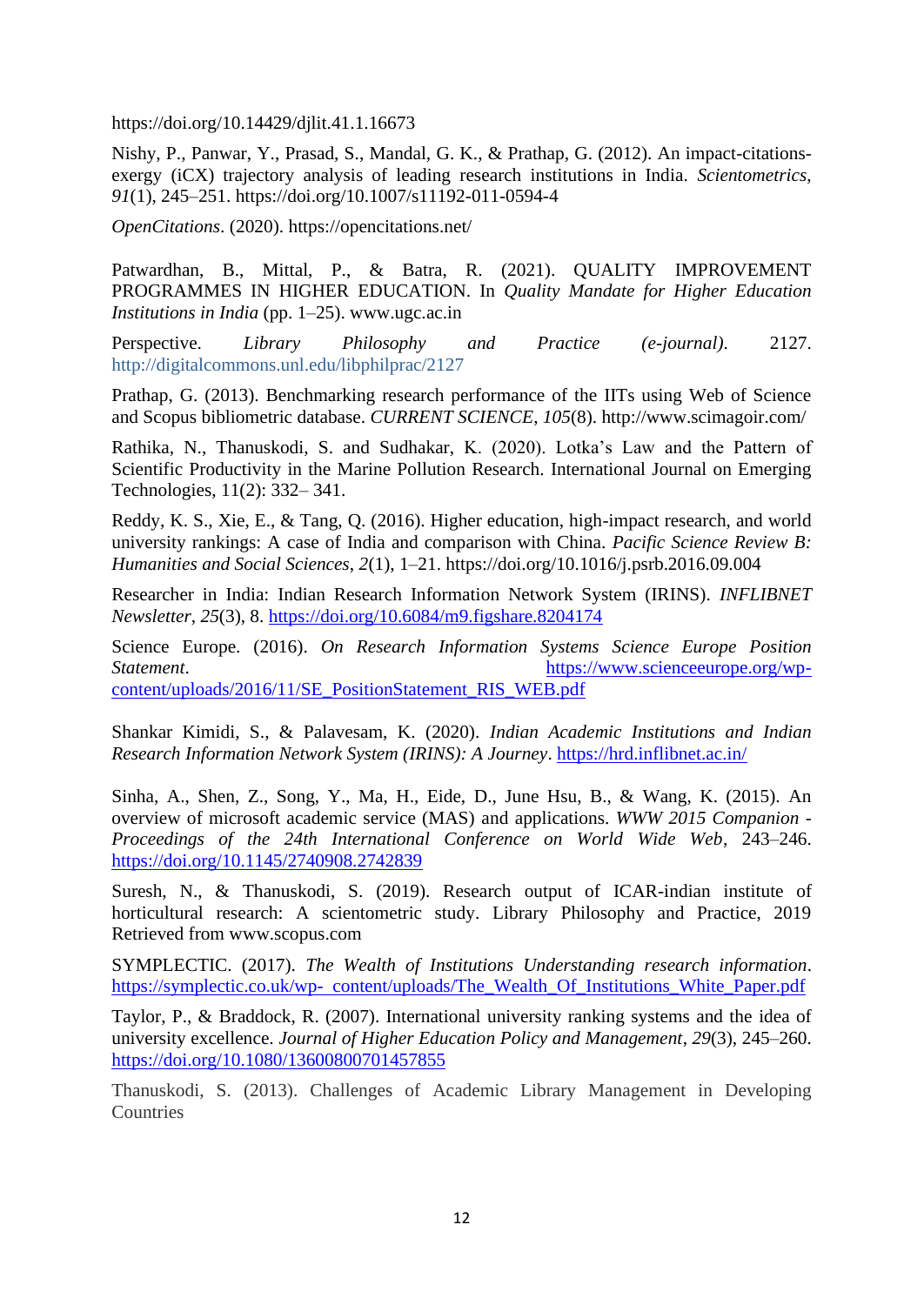https://doi.org/10.14429/djlit.41.1.16673

Nishy, P., Panwar, Y., Prasad, S., Mandal, G. K., & Prathap, G. (2012). An impact-citations-exergy (iCX) trajectory analysis of leading research institutions in India. *Scientometrics*, *91*(1), 245–251. https://doi.org/10.1007/s11192-011-0594-4

*OpenCitations*. (2020). https://opencitations.net/

Patwardhan, B., Mittal, P., & Batra, R. (2021). QUALITY IMPROVEMENT PROGRAMMES IN HIGHER EDUCATION. In *Quality Mandate for Higher Education Institutions in India* (pp. 1–25). www.ugc.ac.in

Perspective. *Library Philosophy and Practice (e-journal)*. 2127. http://digitalcommons.unl.edu/libphilprac/2127

Prathap, G. (2013). Benchmarking research performance of the IITs using Web of Science and Scopus bibliometric database. *CURRENT SCIENCE*, *105*(8). http://www.scimagoir.com/

Rathika, N., Thanuskodi, S. and Sudhakar, K. (2020). Lotka's Law and the Pattern of Scientific Productivity in the Marine Pollution Research. International Journal on Emerging Technologies, 11(2): 332– 341.

Reddy, K. S., Xie, E., & Tang, Q. (2016). Higher education, high-impact research, and world university rankings: A case of India and comparison with China. *Pacific Science Review B: Humanities and Social Sciences*, *2*(1), 1–21. https://doi.org/10.1016/j.psrb.2016.09.004

Researcher in India: Indian Research Information Network System (IRINS). *INFLIBNET Newsletter*, *25*(3), 8. https://doi.org/10.6084/m9.figshare.8204174

Science Europe. (2016). *On Research Information Systems Science Europe Position Statement*. https://www.scienceeurope.org/wp-content/uploads/2016/11/SE_PositionStatement_RIS_WEB.pdf

Shankar Kimidi, S., & Palavesam, K. (2020). *Indian Academic Institutions and Indian Research Information Network System (IRINS): A Journey*. https://hrd.inflibnet.ac.in/

Sinha, A., Shen, Z., Song, Y., Ma, H., Eide, D., June Hsu, B., & Wang, K. (2015). An overview of microsoft academic service (MAS) and applications. *WWW 2015 Companion - Proceedings of the 24th International Conference on World Wide Web*, 243–246. https://doi.org/10.1145/2740908.2742839

Suresh, N., & Thanuskodi, S. (2019). Research output of ICAR-indian institute of horticultural research: A scientometric study. Library Philosophy and Practice, 2019 Retrieved from www.scopus.com

SYMPLECTIC. (2017). *The Wealth of Institutions Understanding research information*. https://symplectic.co.uk/wp- content/uploads/The_Wealth_Of_Institutions_White_Paper.pdf

Taylor, P., & Braddock, R. (2007). International university ranking systems and the idea of university excellence. *Journal of Higher Education Policy and Management*, *29*(3), 245–260. https://doi.org/10.1080/13600800701457855

Thanuskodi, S. (2013). Challenges of Academic Library Management in Developing Countries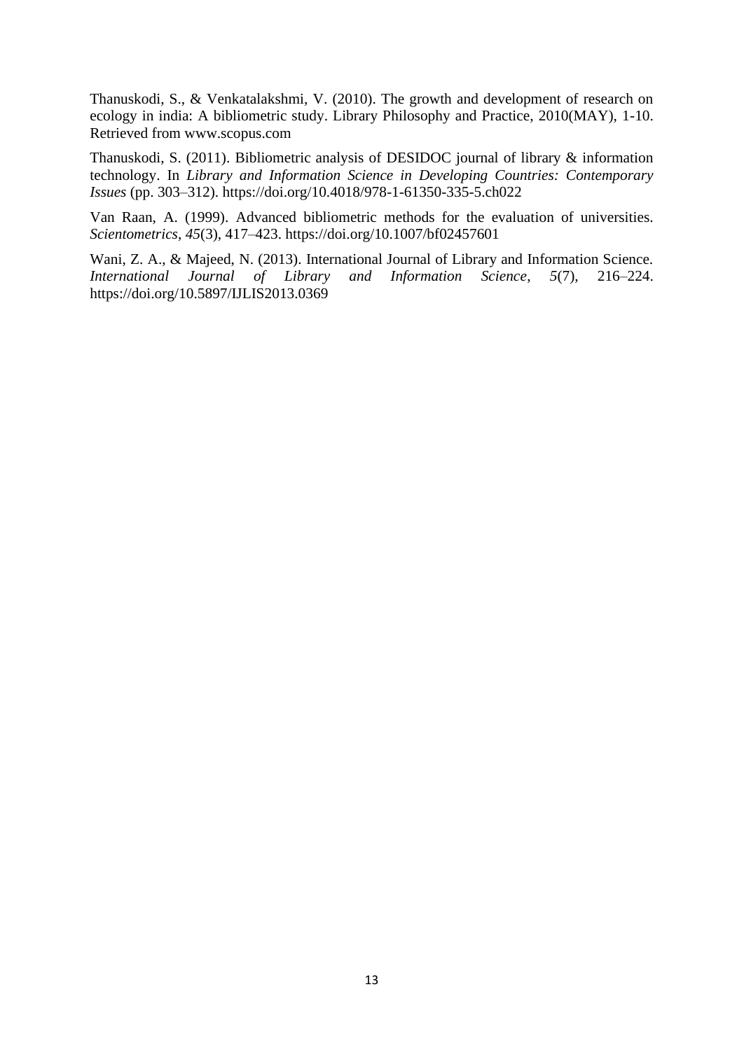Thanuskodi, S., & Venkatalakshmi, V. (2010). The growth and development of research on ecology in india: A bibliometric study. Library Philosophy and Practice, 2010(MAY), 1-10. Retrieved from www.scopus.com

Thanuskodi, S. (2011). Bibliometric analysis of DESIDOC journal of library & information technology. In *Library and Information Science in Developing Countries: Contemporary Issues* (pp. 303–312). https://doi.org/10.4018/978-1-61350-335-5.ch022

Van Raan, A. (1999). Advanced bibliometric methods for the evaluation of universities. *Scientometrics*, *45*(3), 417–423. https://doi.org/10.1007/bf02457601

Wani, Z. A., & Majeed, N. (2013). International Journal of Library and Information Science. *International Journal of Library and Information Science*, *5*(7), 216–224. https://doi.org/10.5897/IJLIS2013.0369